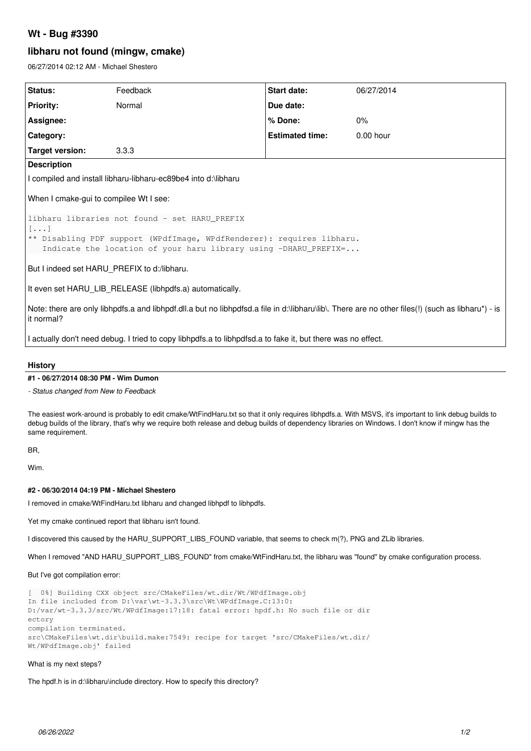# Wt - Bug #3390

## libharu not found (mingw, cmake)

06/27/2014 02:12 AM - Michael Shestero

| Status: | Feedback | Start date: | 06/27/2014 |
|---|---|---|---|
| Priority: | Normal | Due date: | |
| Assignee: | | % Done: | 0% |
| Category: | | Estimated time: | 0.00 hour |
| Target version: | 3.3.3 | | |

**Description**

I compiled and install libharu-libharu-ec89be4 into d:\libharu

When I cmake-gui to compilee Wt I see:

```
libharu libraries not found - set HARU_PREFIX
[...]
** Disabling PDF support (WPdfImage, WPdfRenderer): requires libharu.
   Indicate the location of your haru library using -DHARU_PREFIX=...
```

But I indeed set HARU_PREFIX to d:/libharu.

It even set HARU_LIB_RELEASE (libhpdfs.a) automatically.

Note: there are only libhpdfs.a and libhpdf.dll.a but no libhpdfsd.a file in d:\libharu\lib\. There are no other files(!) (such as libharu*) - is it normal?

I actually don't need debug. I tried to copy libhpdfs.a to libhpdfsd.a to fake it, but there was no effect.

## History

### #1 - 06/27/2014 08:30 PM - Wim Dumon

*- Status changed from New to Feedback*

The easiest work-around is probably to edit cmake/WtFindHaru.txt so that it only requires libhpdfs.a. With MSVS, it's important to link debug builds to debug builds of the library, that's why we require both release and debug builds of dependency libraries on Windows. I don't know if mingw has the same requirement.

BR,

Wim.

### #2 - 06/30/2014 04:19 PM - Michael Shestero

I removed in cmake/WtFindHaru.txt libharu and changed libhpdf to libhpdfs.

Yet my cmake continued report that libharu isn't found.

I discovered this caused by the HARU_SUPPORT_LIBS_FOUND variable, that seems to check m(?), PNG and ZLib libraries.

When I removed "AND HARU_SUPPORT_LIBS_FOUND" from cmake/WtFindHaru.txt, the libharu was "found" by cmake configuration process.

But I've got compilation error:

```
[  0%] Building CXX object src/CMakeFiles/wt.dir/Wt/WPdfImage.obj
In file included from D:\var\wt-3.3.3\src\Wt\WPdfImage.C:13:0:
D:/var/wt-3.3.3/src/Wt/WPdfImage:17:18: fatal error: hpdf.h: No such file or dir
ectory
compilation terminated.
src\CMakeFiles\wt.dir\build.make:7549: recipe for target 'src/CMakeFiles/wt.dir/
Wt/WPdfImage.obj' failed
```

What is my next steps?

The hpdf.h is in d:\libharu\include directory. How to specify this directory?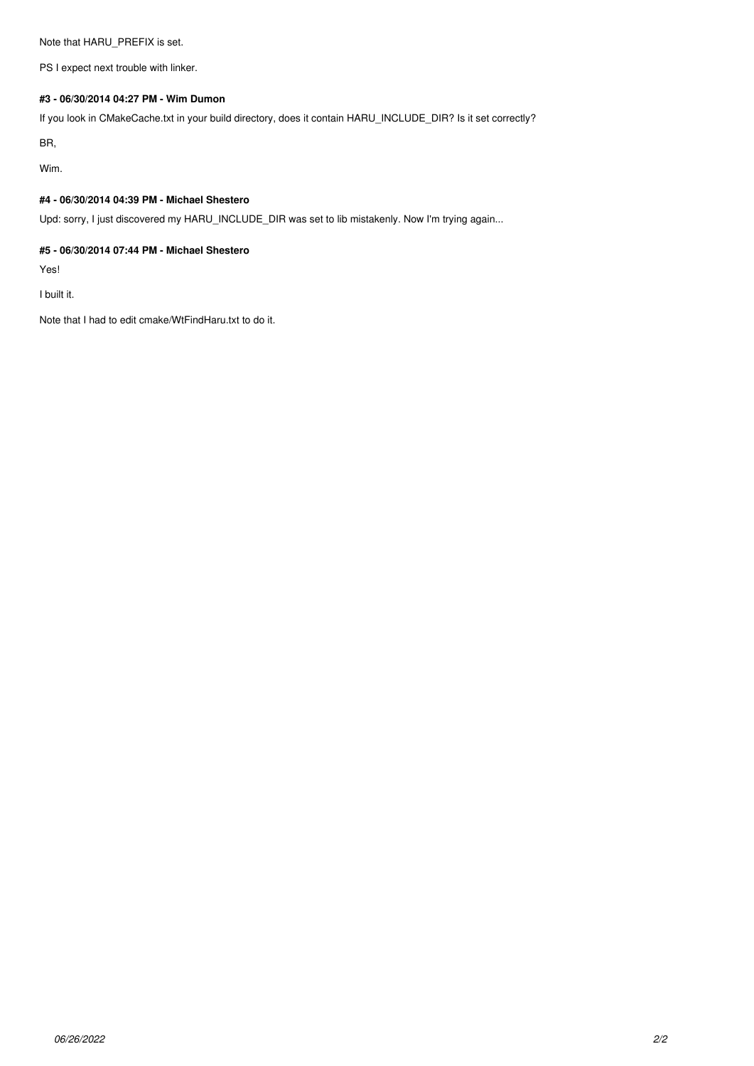Note that HARU_PREFIX is set.

PS I expect next trouble with linker.

#### #3 - 06/30/2014 04:27 PM - Wim Dumon

If you look in CMakeCache.txt in your build directory, does it contain HARU_INCLUDE_DIR? Is it set correctly?

BR,

Wim.

#### #4 - 06/30/2014 04:39 PM - Michael Shestero

Upd: sorry, I just discovered my HARU_INCLUDE_DIR was set to lib mistakenly. Now I'm trying again...

#### #5 - 06/30/2014 07:44 PM - Michael Shestero

Yes!

I built it.

Note that I had to edit cmake/WtFindHaru.txt to do it.